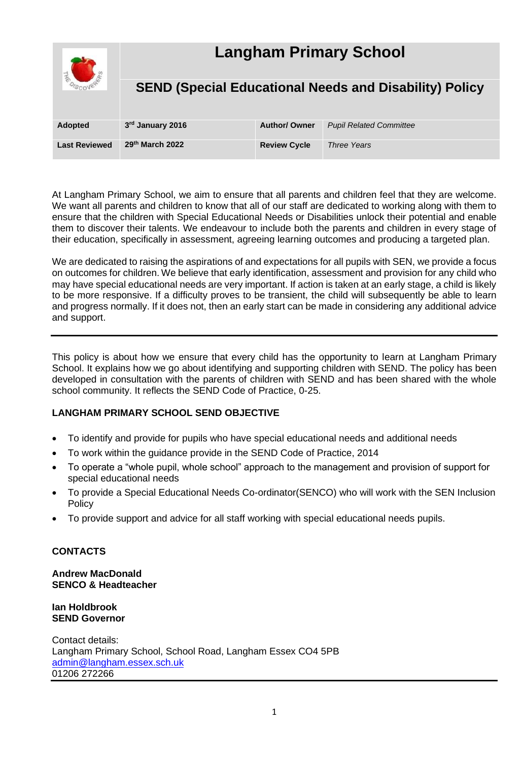# Langham Primary School

## SEND (Special Educational Needs and Disability) Policy

| Adopted | 3rd January 2016 | Author/ Owner | *Pupil Related Committee* |
|---|---|---|---|
| Last Reviewed | 29th March 2022 | Review Cycle | *Three Years* |

At Langham Primary School, we aim to ensure that all parents and children feel that they are welcome. We want all parents and children to know that all of our staff are dedicated to working along with them to ensure that the children with Special Educational Needs or Disabilities unlock their potential and enable them to discover their talents. We endeavour to include both the parents and children in every stage of their education, specifically in assessment, agreeing learning outcomes and producing a targeted plan.

We are dedicated to raising the aspirations of and expectations for all pupils with SEN, we provide a focus on outcomes for children. We believe that early identification, assessment and provision for any child who may have special educational needs are very important. If action is taken at an early stage, a child is likely to be more responsive. If a difficulty proves to be transient, the child will subsequently be able to learn and progress normally. If it does not, then an early start can be made in considering any additional advice and support.

---

This policy is about how we ensure that every child has the opportunity to learn at Langham Primary School. It explains how we go about identifying and supporting children with SEND. The policy has been developed in consultation with the parents of children with SEND and has been shared with the whole school community. It reflects the SEND Code of Practice, 0-25.

**LANGHAM PRIMARY SCHOOL SEND OBJECTIVE**

- To identify and provide for pupils who have special educational needs and additional needs
- To work within the guidance provide in the SEND Code of Practice, 2014
- To operate a "whole pupil, whole school" approach to the management and provision of support for special educational needs
- To provide a Special Educational Needs Co-ordinator(SENCO) who will work with the SEN Inclusion Policy
- To provide support and advice for all staff working with special educational needs pupils.

**CONTACTS**

**Andrew MacDonald**
**SENCO & Headteacher**

**Ian Holdbrook**
**SEND Governor**

Contact details:
Langham Primary School, School Road, Langham Essex CO4 5PB
admin@langham.essex.sch.uk
01206 272266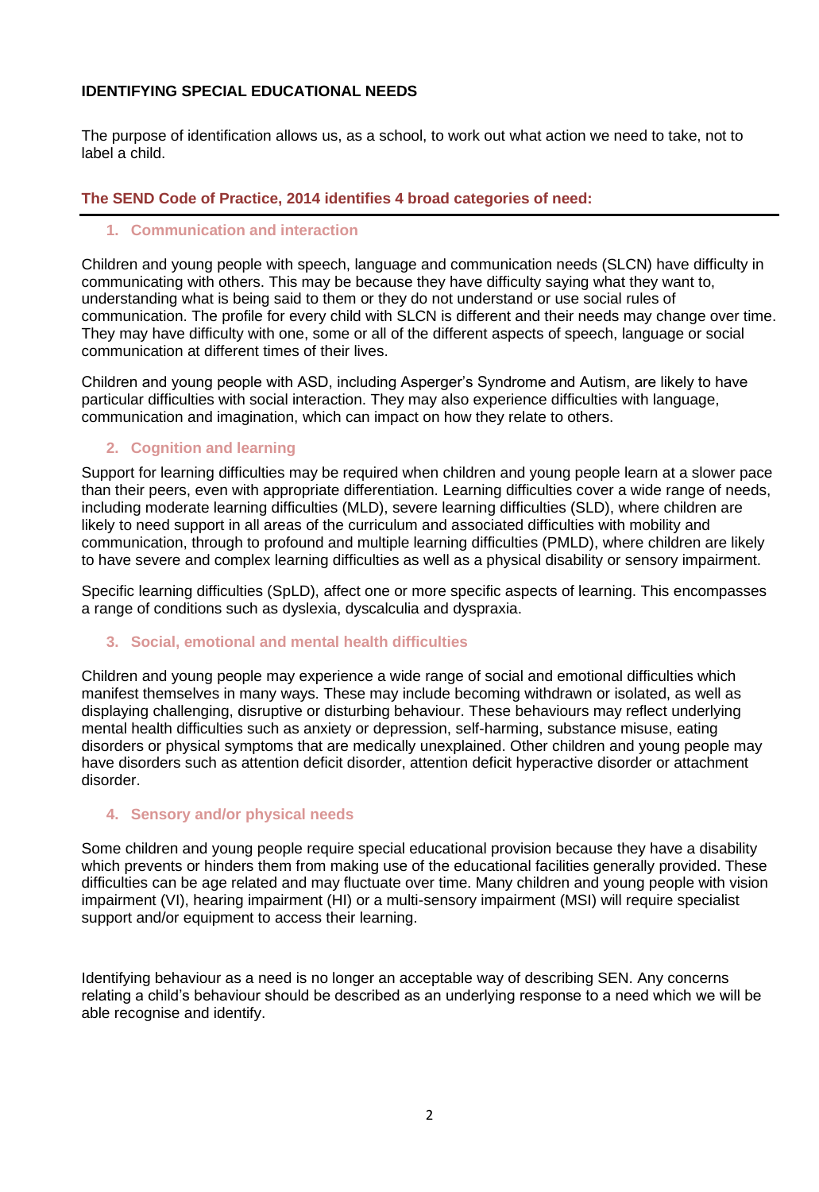## IDENTIFYING SPECIAL EDUCATIONAL NEEDS

The purpose of identification allows us, as a school, to work out what action we need to take, not to label a child.

### The SEND Code of Practice, 2014 identifies 4 broad categories of need:

#### 1. Communication and interaction

Children and young people with speech, language and communication needs (SLCN) have difficulty in communicating with others. This may be because they have difficulty saying what they want to, understanding what is being said to them or they do not understand or use social rules of communication. The profile for every child with SLCN is different and their needs may change over time. They may have difficulty with one, some or all of the different aspects of speech, language or social communication at different times of their lives.

Children and young people with ASD, including Asperger's Syndrome and Autism, are likely to have particular difficulties with social interaction. They may also experience difficulties with language, communication and imagination, which can impact on how they relate to others.

#### 2. Cognition and learning

Support for learning difficulties may be required when children and young people learn at a slower pace than their peers, even with appropriate differentiation. Learning difficulties cover a wide range of needs, including moderate learning difficulties (MLD), severe learning difficulties (SLD), where children are likely to need support in all areas of the curriculum and associated difficulties with mobility and communication, through to profound and multiple learning difficulties (PMLD), where children are likely to have severe and complex learning difficulties as well as a physical disability or sensory impairment.

Specific learning difficulties (SpLD), affect one or more specific aspects of learning. This encompasses a range of conditions such as dyslexia, dyscalculia and dyspraxia.

#### 3. Social, emotional and mental health difficulties

Children and young people may experience a wide range of social and emotional difficulties which manifest themselves in many ways. These may include becoming withdrawn or isolated, as well as displaying challenging, disruptive or disturbing behaviour. These behaviours may reflect underlying mental health difficulties such as anxiety or depression, self-harming, substance misuse, eating disorders or physical symptoms that are medically unexplained. Other children and young people may have disorders such as attention deficit disorder, attention deficit hyperactive disorder or attachment disorder.

#### 4. Sensory and/or physical needs

Some children and young people require special educational provision because they have a disability which prevents or hinders them from making use of the educational facilities generally provided. These difficulties can be age related and may fluctuate over time. Many children and young people with vision impairment (VI), hearing impairment (HI) or a multi-sensory impairment (MSI) will require specialist support and/or equipment to access their learning.

Identifying behaviour as a need is no longer an acceptable way of describing SEN. Any concerns relating a child's behaviour should be described as an underlying response to a need which we will be able recognise and identify.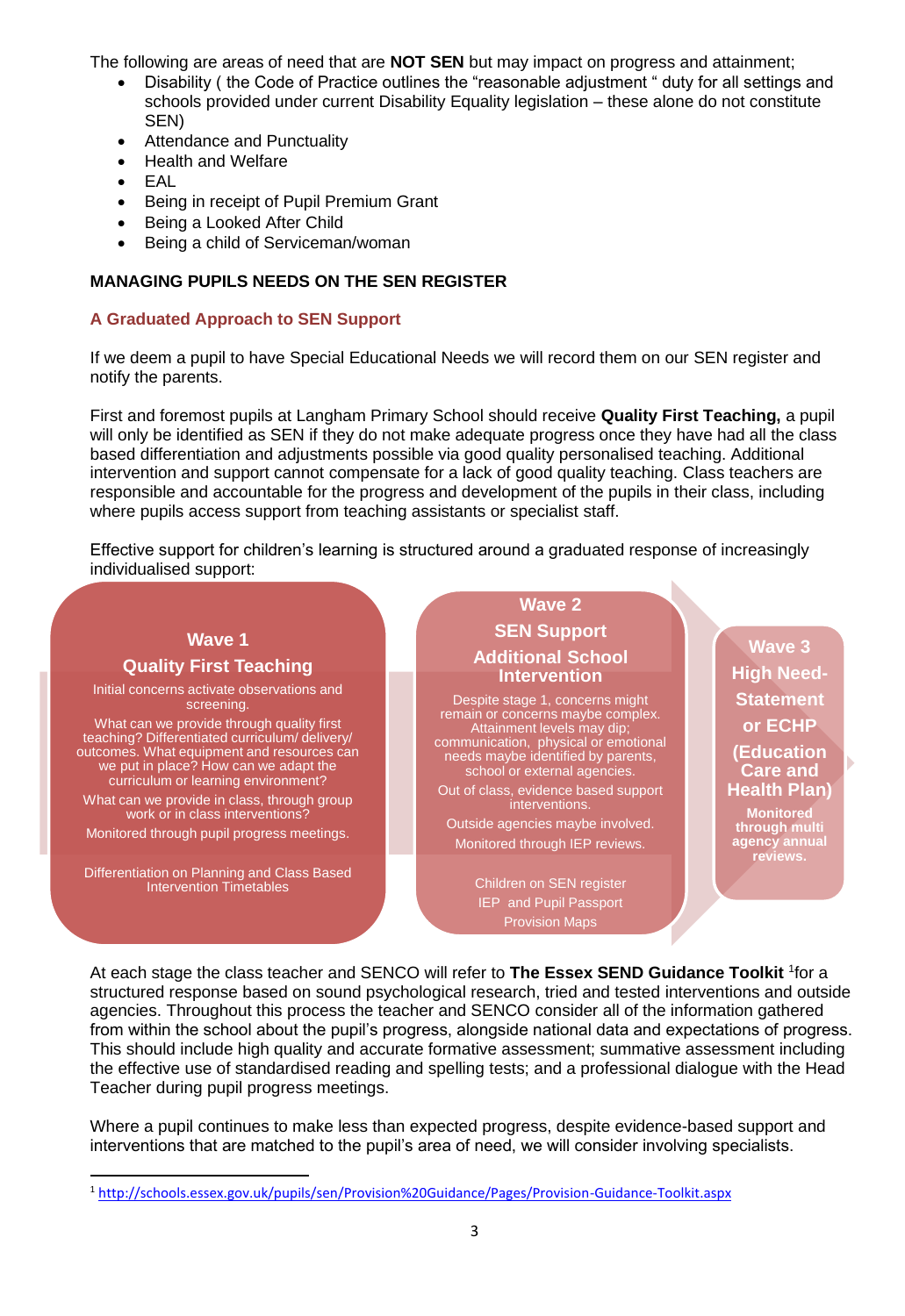The following are areas of need that are **NOT SEN** but may impact on progress and attainment;

- Disability ( the Code of Practice outlines the "reasonable adjustment " duty for all settings and schools provided under current Disability Equality legislation – these alone do not constitute SEN)
- Attendance and Punctuality
- Health and Welfare
- EAL
- Being in receipt of Pupil Premium Grant
- Being a Looked After Child
- Being a child of Serviceman/woman

**MANAGING PUPILS NEEDS ON THE SEN REGISTER**

### A Graduated Approach to SEN Support

If we deem a pupil to have Special Educational Needs we will record them on our SEN register and notify the parents.

First and foremost pupils at Langham Primary School should receive **Quality First Teaching,** a pupil will only be identified as SEN if they do not make adequate progress once they have had all the class based differentiation and adjustments possible via good quality personalised teaching. Additional intervention and support cannot compensate for a lack of good quality teaching. Class teachers are responsible and accountable for the progress and development of the pupils in their class, including where pupils access support from teaching assistants or specialist staff.

Effective support for children's learning is structured around a graduated response of increasingly individualised support:

**Wave 1**
**Quality First Teaching**

Initial concerns activate observations and screening.

What can we provide through quality first teaching? Differentiated curriculum/ delivery/ outcomes. What equipment and resources can we put in place? How can we adapt the curriculum or learning environment?

What can we provide in class, through group work or in class interventions?

Monitored through pupil progress meetings.

Differentiation on Planning and Class Based Intervention Timetables

**Wave 2**
**SEN Support**
**Additional School Intervention**

Despite stage 1, concerns might remain or concerns maybe complex. Attainment levels may dip; communication, physical or emotional needs maybe identified by parents, school or external agencies.

Out of class, evidence based support interventions.

Outside agencies maybe involved.

Monitored through IEP reviews.

Children on SEN register
IEP and Pupil Passport
Provision Maps

**Wave 3**
**High Need- Statement or ECHP (Education Care and Health Plan)**

**Monitored through multi agency annual reviews.**

At each stage the class teacher and SENCO will refer to **The Essex SEND Guidance Toolkit** [1]for a structured response based on sound psychological research, tried and tested interventions and outside agencies. Throughout this process the teacher and SENCO consider all of the information gathered from within the school about the pupil's progress, alongside national data and expectations of progress. This should include high quality and accurate formative assessment; summative assessment including the effective use of standardised reading and spelling tests; and a professional dialogue with the Head Teacher during pupil progress meetings.

Where a pupil continues to make less than expected progress, despite evidence-based support and interventions that are matched to the pupil's area of need, we will consider involving specialists.

[1] http://schools.essex.gov.uk/pupils/sen/Provision%20Guidance/Pages/Provision-Guidance-Toolkit.aspx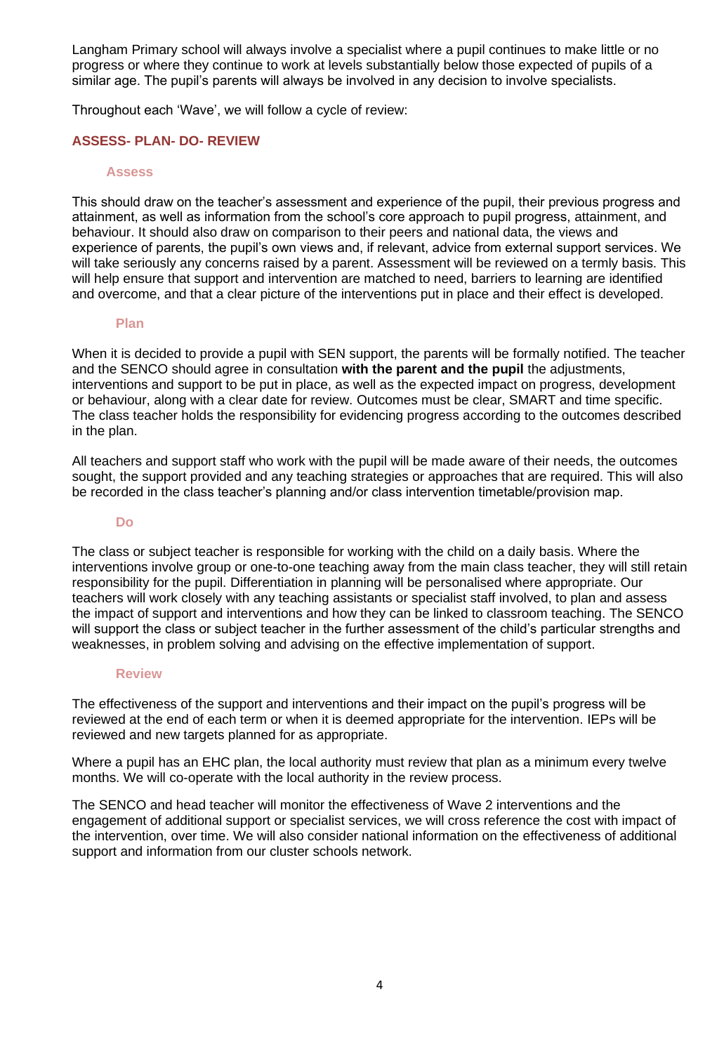Langham Primary school will always involve a specialist where a pupil continues to make little or no progress or where they continue to work at levels substantially below those expected of pupils of a similar age. The pupil's parents will always be involved in any decision to involve specialists.

Throughout each 'Wave', we will follow a cycle of review:

## ASSESS- PLAN- DO- REVIEW

### Assess

This should draw on the teacher's assessment and experience of the pupil, their previous progress and attainment, as well as information from the school's core approach to pupil progress, attainment, and behaviour. It should also draw on comparison to their peers and national data, the views and experience of parents, the pupil's own views and, if relevant, advice from external support services. We will take seriously any concerns raised by a parent. Assessment will be reviewed on a termly basis. This will help ensure that support and intervention are matched to need, barriers to learning are identified and overcome, and that a clear picture of the interventions put in place and their effect is developed.

### Plan

When it is decided to provide a pupil with SEN support, the parents will be formally notified. The teacher and the SENCO should agree in consultation **with the parent and the pupil** the adjustments, interventions and support to be put in place, as well as the expected impact on progress, development or behaviour, along with a clear date for review. Outcomes must be clear, SMART and time specific. The class teacher holds the responsibility for evidencing progress according to the outcomes described in the plan.

All teachers and support staff who work with the pupil will be made aware of their needs, the outcomes sought, the support provided and any teaching strategies or approaches that are required. This will also be recorded in the class teacher's planning and/or class intervention timetable/provision map.

### Do

The class or subject teacher is responsible for working with the child on a daily basis. Where the interventions involve group or one-to-one teaching away from the main class teacher, they will still retain responsibility for the pupil. Differentiation in planning will be personalised where appropriate. Our teachers will work closely with any teaching assistants or specialist staff involved, to plan and assess the impact of support and interventions and how they can be linked to classroom teaching. The SENCO will support the class or subject teacher in the further assessment of the child's particular strengths and weaknesses, in problem solving and advising on the effective implementation of support.

### Review

The effectiveness of the support and interventions and their impact on the pupil's progress will be reviewed at the end of each term or when it is deemed appropriate for the intervention. IEPs will be reviewed and new targets planned for as appropriate.

Where a pupil has an EHC plan, the local authority must review that plan as a minimum every twelve months. We will co-operate with the local authority in the review process.

The SENCO and head teacher will monitor the effectiveness of Wave 2 interventions and the engagement of additional support or specialist services, we will cross reference the cost with impact of the intervention, over time. We will also consider national information on the effectiveness of additional support and information from our cluster schools network.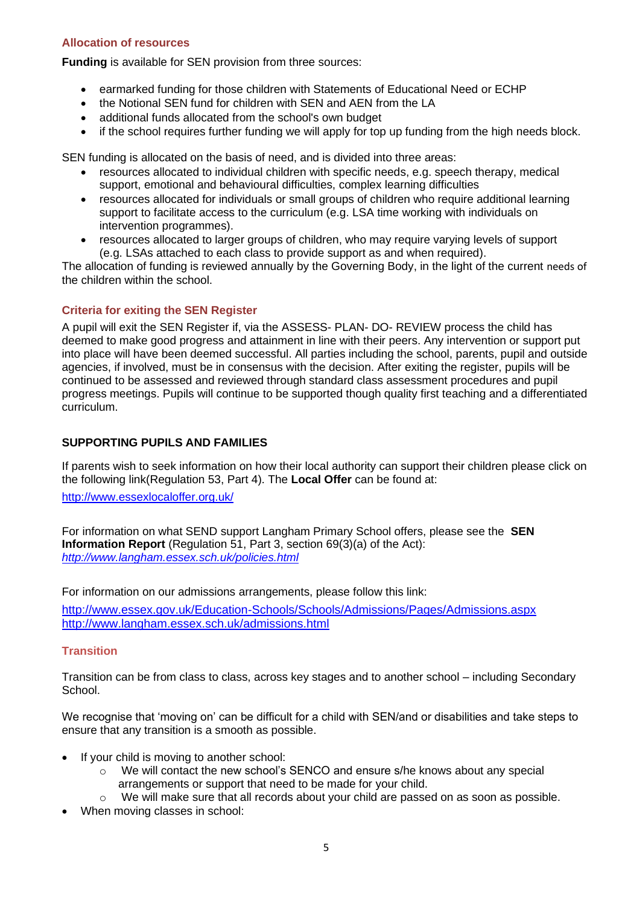### Allocation of resources

**Funding** is available for SEN provision from three sources:

- earmarked funding for those children with Statements of Educational Need or ECHP
- the Notional SEN fund for children with SEN and AEN from the LA
- additional funds allocated from the school's own budget
- if the school requires further funding we will apply for top up funding from the high needs block.

SEN funding is allocated on the basis of need, and is divided into three areas:

- resources allocated to individual children with specific needs, e.g. speech therapy, medical support, emotional and behavioural difficulties, complex learning difficulties
- resources allocated for individuals or small groups of children who require additional learning support to facilitate access to the curriculum (e.g. LSA time working with individuals on intervention programmes).
- resources allocated to larger groups of children, who may require varying levels of support (e.g. LSAs attached to each class to provide support as and when required).

The allocation of funding is reviewed annually by the Governing Body, in the light of the current needs of the children within the school.

### Criteria for exiting the SEN Register

A pupil will exit the SEN Register if, via the ASSESS- PLAN- DO- REVIEW process the child has deemed to make good progress and attainment in line with their peers. Any intervention or support put into place will have been deemed successful. All parties including the school, parents, pupil and outside agencies, if involved, must be in consensus with the decision. After exiting the register, pupils will be continued to be assessed and reviewed through standard class assessment procedures and pupil progress meetings. Pupils will continue to be supported though quality first teaching and a differentiated curriculum.

## SUPPORTING PUPILS AND FAMILIES

If parents wish to seek information on how their local authority can support their children please click on the following link(Regulation 53, Part 4). The **Local Offer** can be found at:

http://www.essexlocaloffer.org.uk/

For information on what SEND support Langham Primary School offers, please see the **SEN Information Report** (Regulation 51, Part 3, section 69(3)(a) of the Act):
*http://www.langham.essex.sch.uk/policies.html*

For information on our admissions arrangements, please follow this link:

http://www.essex.gov.uk/Education-Schools/Schools/Admissions/Pages/Admissions.aspx
http://www.langham.essex.sch.uk/admissions.html

### Transition

Transition can be from class to class, across key stages and to another school – including Secondary School.

We recognise that 'moving on' can be difficult for a child with SEN/and or disabilities and take steps to ensure that any transition is a smooth as possible.

- If your child is moving to another school:
  - We will contact the new school's SENCO and ensure s/he knows about any special arrangements or support that need to be made for your child.
  - We will make sure that all records about your child are passed on as soon as possible.
- When moving classes in school: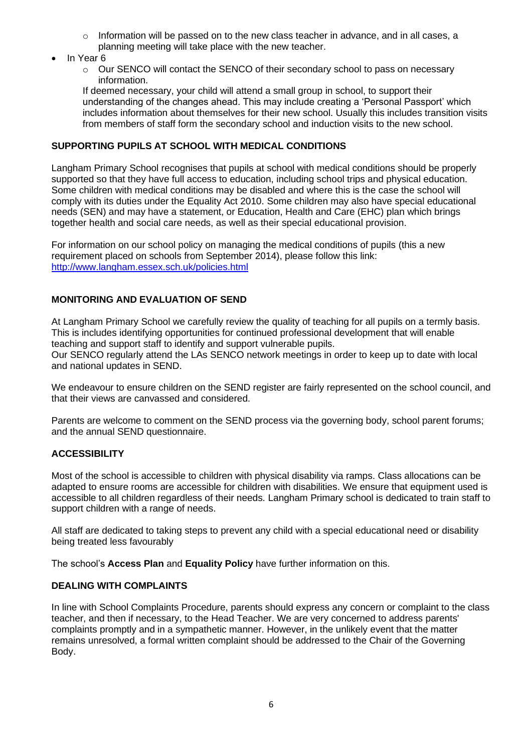- Information will be passed on to the new class teacher in advance, and in all cases, a planning meeting will take place with the new teacher.
- In Year 6
  - Our SENCO will contact the SENCO of their secondary school to pass on necessary information.

  If deemed necessary, your child will attend a small group in school, to support their understanding of the changes ahead. This may include creating a 'Personal Passport' which includes information about themselves for their new school. Usually this includes transition visits from members of staff form the secondary school and induction visits to the new school.

**SUPPORTING PUPILS AT SCHOOL WITH MEDICAL CONDITIONS**

Langham Primary School recognises that pupils at school with medical conditions should be properly supported so that they have full access to education, including school trips and physical education. Some children with medical conditions may be disabled and where this is the case the school will comply with its duties under the Equality Act 2010. Some children may also have special educational needs (SEN) and may have a statement, or Education, Health and Care (EHC) plan which brings together health and social care needs, as well as their special educational provision.

For information on our school policy on managing the medical conditions of pupils (this a new requirement placed on schools from September 2014), please follow this link: http://www.langham.essex.sch.uk/policies.html

**MONITORING AND EVALUATION OF SEND**

At Langham Primary School we carefully review the quality of teaching for all pupils on a termly basis. This is includes identifying opportunities for continued professional development that will enable teaching and support staff to identify and support vulnerable pupils.
Our SENCO regularly attend the LAs SENCO network meetings in order to keep up to date with local and national updates in SEND.

We endeavour to ensure children on the SEND register are fairly represented on the school council, and that their views are canvassed and considered.

Parents are welcome to comment on the SEND process via the governing body, school parent forums; and the annual SEND questionnaire.

**ACCESSIBILITY**

Most of the school is accessible to children with physical disability via ramps. Class allocations can be adapted to ensure rooms are accessible for children with disabilities. We ensure that equipment used is accessible to all children regardless of their needs. Langham Primary school is dedicated to train staff to support children with a range of needs.

All staff are dedicated to taking steps to prevent any child with a special educational need or disability being treated less favourably

The school's **Access Plan** and **Equality Policy** have further information on this.

**DEALING WITH COMPLAINTS**

In line with School Complaints Procedure, parents should express any concern or complaint to the class teacher, and then if necessary, to the Head Teacher. We are very concerned to address parents' complaints promptly and in a sympathetic manner. However, in the unlikely event that the matter remains unresolved, a formal written complaint should be addressed to the Chair of the Governing Body.